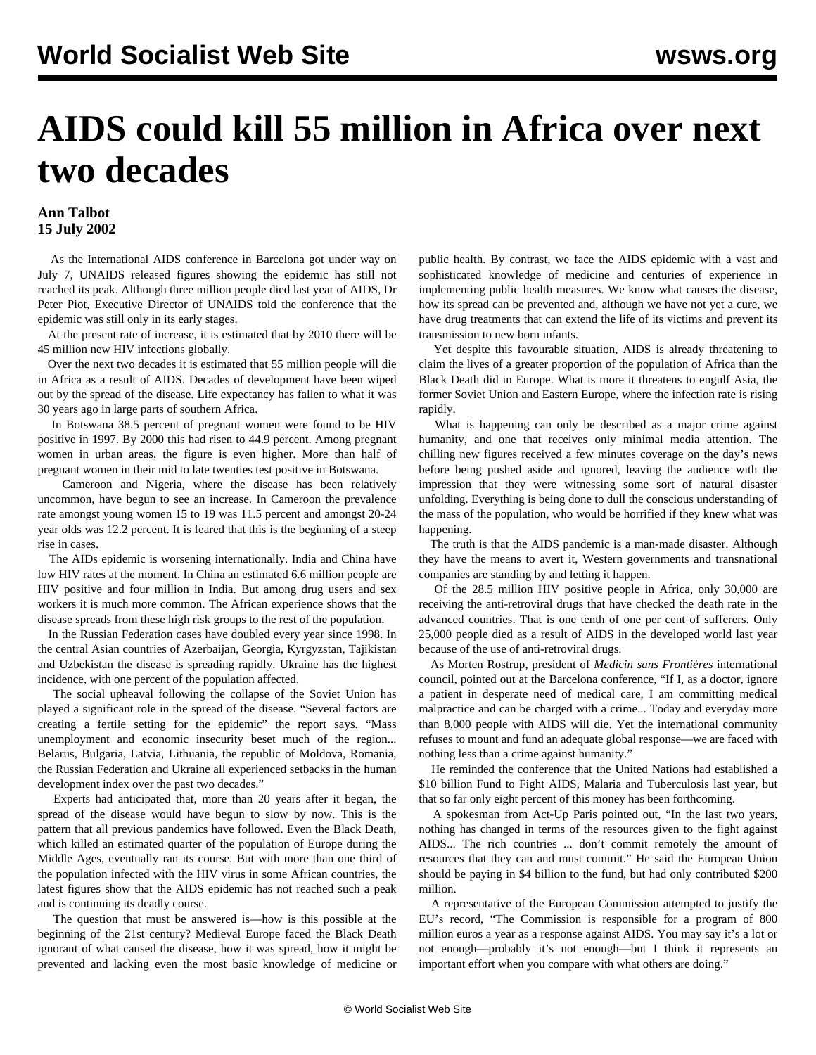# AIDS could kill 55 million in Africa over next two decades

**Ann Talbot**
**15 July 2002**

As the International AIDS conference in Barcelona got under way on July 7, UNAIDS released figures showing the epidemic has still not reached its peak. Although three million people died last year of AIDS, Dr Peter Piot, Executive Director of UNAIDS told the conference that the epidemic was still only in its early stages.

At the present rate of increase, it is estimated that by 2010 there will be 45 million new HIV infections globally.

Over the next two decades it is estimated that 55 million people will die in Africa as a result of AIDS. Decades of development have been wiped out by the spread of the disease. Life expectancy has fallen to what it was 30 years ago in large parts of southern Africa.

In Botswana 38.5 percent of pregnant women were found to be HIV positive in 1997. By 2000 this had risen to 44.9 percent. Among pregnant women in urban areas, the figure is even higher. More than half of pregnant women in their mid to late twenties test positive in Botswana.

Cameroon and Nigeria, where the disease has been relatively uncommon, have begun to see an increase. In Cameroon the prevalence rate amongst young women 15 to 19 was 11.5 percent and amongst 20-24 year olds was 12.2 percent. It is feared that this is the beginning of a steep rise in cases.

The AIDs epidemic is worsening internationally. India and China have low HIV rates at the moment. In China an estimated 6.6 million people are HIV positive and four million in India. But among drug users and sex workers it is much more common. The African experience shows that the disease spreads from these high risk groups to the rest of the population.

In the Russian Federation cases have doubled every year since 1998. In the central Asian countries of Azerbaijan, Georgia, Kyrgyzstan, Tajikistan and Uzbekistan the disease is spreading rapidly. Ukraine has the highest incidence, with one percent of the population affected.

The social upheaval following the collapse of the Soviet Union has played a significant role in the spread of the disease. "Several factors are creating a fertile setting for the epidemic" the report says. "Mass unemployment and economic insecurity beset much of the region... Belarus, Bulgaria, Latvia, Lithuania, the republic of Moldova, Romania, the Russian Federation and Ukraine all experienced setbacks in the human development index over the past two decades."

Experts had anticipated that, more than 20 years after it began, the spread of the disease would have begun to slow by now. This is the pattern that all previous pandemics have followed. Even the Black Death, which killed an estimated quarter of the population of Europe during the Middle Ages, eventually ran its course. But with more than one third of the population infected with the HIV virus in some African countries, the latest figures show that the AIDS epidemic has not reached such a peak and is continuing its deadly course.

The question that must be answered is—how is this possible at the beginning of the 21st century? Medieval Europe faced the Black Death ignorant of what caused the disease, how it was spread, how it might be prevented and lacking even the most basic knowledge of medicine or public health. By contrast, we face the AIDS epidemic with a vast and sophisticated knowledge of medicine and centuries of experience in implementing public health measures. We know what causes the disease, how its spread can be prevented and, although we have not yet a cure, we have drug treatments that can extend the life of its victims and prevent its transmission to new born infants.

Yet despite this favourable situation, AIDS is already threatening to claim the lives of a greater proportion of the population of Africa than the Black Death did in Europe. What is more it threatens to engulf Asia, the former Soviet Union and Eastern Europe, where the infection rate is rising rapidly.

What is happening can only be described as a major crime against humanity, and one that receives only minimal media attention. The chilling new figures received a few minutes coverage on the day's news before being pushed aside and ignored, leaving the audience with the impression that they were witnessing some sort of natural disaster unfolding. Everything is being done to dull the conscious understanding of the mass of the population, who would be horrified if they knew what was happening.

The truth is that the AIDS pandemic is a man-made disaster. Although they have the means to avert it, Western governments and transnational companies are standing by and letting it happen.

Of the 28.5 million HIV positive people in Africa, only 30,000 are receiving the anti-retroviral drugs that have checked the death rate in the advanced countries. That is one tenth of one per cent of sufferers. Only 25,000 people died as a result of AIDS in the developed world last year because of the use of anti-retroviral drugs.

As Morten Rostrup, president of *Medicin sans Frontières* international council, pointed out at the Barcelona conference, "If I, as a doctor, ignore a patient in desperate need of medical care, I am committing medical malpractice and can be charged with a crime... Today and everyday more than 8,000 people with AIDS will die. Yet the international community refuses to mount and fund an adequate global response—we are faced with nothing less than a crime against humanity."

He reminded the conference that the United Nations had established a $10 billion Fund to Fight AIDS, Malaria and Tuberculosis last year, but that so far only eight percent of this money has been forthcoming.

A spokesman from Act-Up Paris pointed out, "In the last two years, nothing has changed in terms of the resources given to the fight against AIDS... The rich countries ... don't commit remotely the amount of resources that they can and must commit." He said the European Union should be paying in $4 billion to the fund, but had only contributed $200 million.

A representative of the European Commission attempted to justify the EU's record, "The Commission is responsible for a program of 800 million euros a year as a response against AIDS. You may say it's a lot or not enough—probably it's not enough—but I think it represents an important effort when you compare with what others are doing."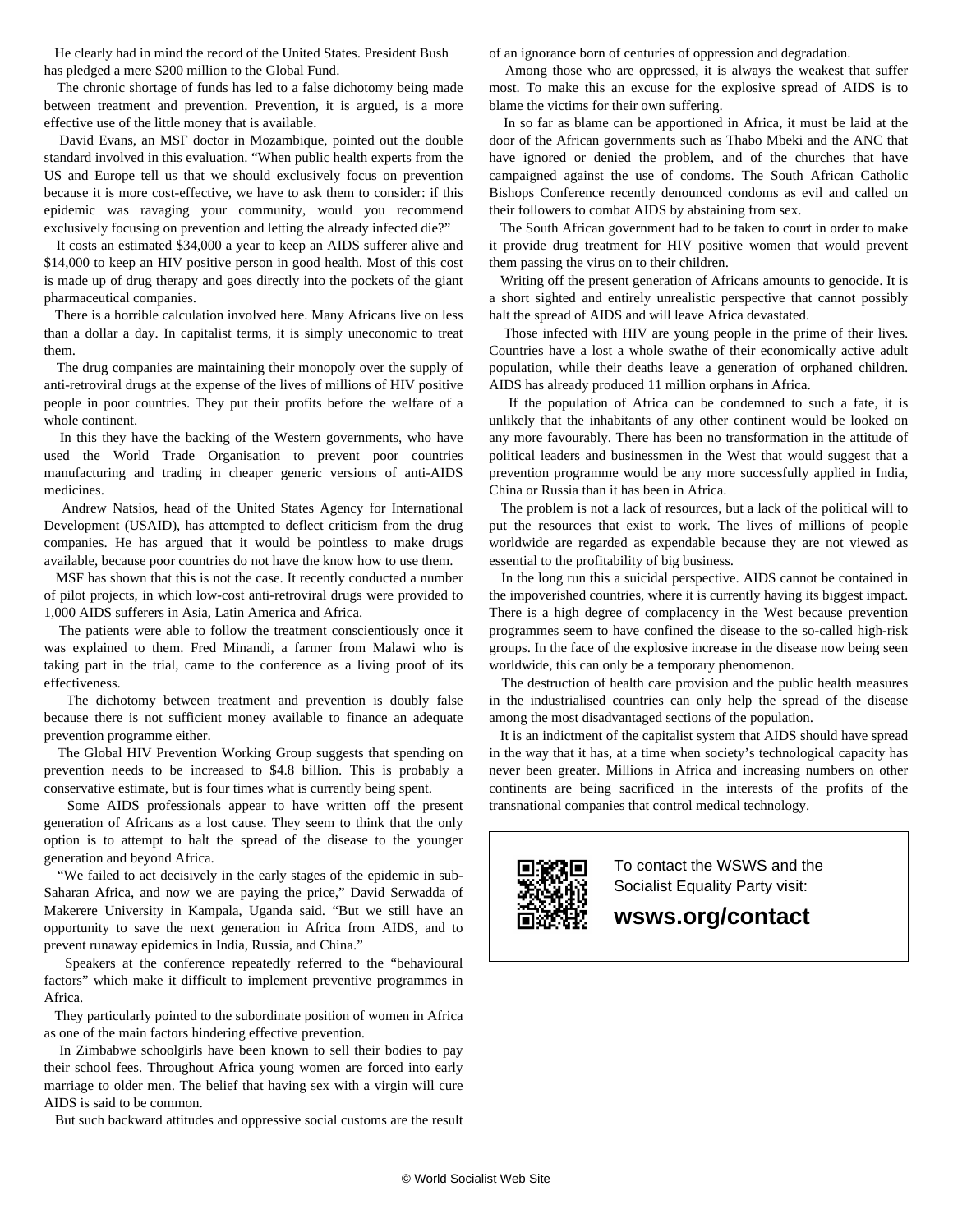He clearly had in mind the record of the United States. President Bush has pledged a mere $200 million to the Global Fund.

The chronic shortage of funds has led to a false dichotomy being made between treatment and prevention. Prevention, it is argued, is a more effective use of the little money that is available.

David Evans, an MSF doctor in Mozambique, pointed out the double standard involved in this evaluation. "When public health experts from the US and Europe tell us that we should exclusively focus on prevention because it is more cost-effective, we have to ask them to consider: if this epidemic was ravaging your community, would you recommend exclusively focusing on prevention and letting the already infected die?"

It costs an estimated $34,000 a year to keep an AIDS sufferer alive and $14,000 to keep an HIV positive person in good health. Most of this cost is made up of drug therapy and goes directly into the pockets of the giant pharmaceutical companies.

There is a horrible calculation involved here. Many Africans live on less than a dollar a day. In capitalist terms, it is simply uneconomic to treat them.

The drug companies are maintaining their monopoly over the supply of anti-retroviral drugs at the expense of the lives of millions of HIV positive people in poor countries. They put their profits before the welfare of a whole continent.

In this they have the backing of the Western governments, who have used the World Trade Organisation to prevent poor countries manufacturing and trading in cheaper generic versions of anti-AIDS medicines.

Andrew Natsios, head of the United States Agency for International Development (USAID), has attempted to deflect criticism from the drug companies. He has argued that it would be pointless to make drugs available, because poor countries do not have the know how to use them.

MSF has shown that this is not the case. It recently conducted a number of pilot projects, in which low-cost anti-retroviral drugs were provided to 1,000 AIDS sufferers in Asia, Latin America and Africa.

The patients were able to follow the treatment conscientiously once it was explained to them. Fred Minandi, a farmer from Malawi who is taking part in the trial, came to the conference as a living proof of its effectiveness.

The dichotomy between treatment and prevention is doubly false because there is not sufficient money available to finance an adequate prevention programme either.

The Global HIV Prevention Working Group suggests that spending on prevention needs to be increased to $4.8 billion. This is probably a conservative estimate, but is four times what is currently being spent.

Some AIDS professionals appear to have written off the present generation of Africans as a lost cause. They seem to think that the only option is to attempt to halt the spread of the disease to the younger generation and beyond Africa.

"We failed to act decisively in the early stages of the epidemic in sub-Saharan Africa, and now we are paying the price," David Serwadda of Makerere University in Kampala, Uganda said. "But we still have an opportunity to save the next generation in Africa from AIDS, and to prevent runaway epidemics in India, Russia, and China."

Speakers at the conference repeatedly referred to the "behavioural factors" which make it difficult to implement preventive programmes in Africa.

They particularly pointed to the subordinate position of women in Africa as one of the main factors hindering effective prevention.

In Zimbabwe schoolgirls have been known to sell their bodies to pay their school fees. Throughout Africa young women are forced into early marriage to older men. The belief that having sex with a virgin will cure AIDS is said to be common.

But such backward attitudes and oppressive social customs are the result of an ignorance born of centuries of oppression and degradation.

Among those who are oppressed, it is always the weakest that suffer most. To make this an excuse for the explosive spread of AIDS is to blame the victims for their own suffering.

In so far as blame can be apportioned in Africa, it must be laid at the door of the African governments such as Thabo Mbeki and the ANC that have ignored or denied the problem, and of the churches that have campaigned against the use of condoms. The South African Catholic Bishops Conference recently denounced condoms as evil and called on their followers to combat AIDS by abstaining from sex.

The South African government had to be taken to court in order to make it provide drug treatment for HIV positive women that would prevent them passing the virus on to their children.

Writing off the present generation of Africans amounts to genocide. It is a short sighted and entirely unrealistic perspective that cannot possibly halt the spread of AIDS and will leave Africa devastated.

Those infected with HIV are young people in the prime of their lives. Countries have a lost a whole swathe of their economically active adult population, while their deaths leave a generation of orphaned children. AIDS has already produced 11 million orphans in Africa.

If the population of Africa can be condemned to such a fate, it is unlikely that the inhabitants of any other continent would be looked on any more favourably. There has been no transformation in the attitude of political leaders and businessmen in the West that would suggest that a prevention programme would be any more successfully applied in India, China or Russia than it has been in Africa.

The problem is not a lack of resources, but a lack of the political will to put the resources that exist to work. The lives of millions of people worldwide are regarded as expendable because they are not viewed as essential to the profitability of big business.

In the long run this a suicidal perspective. AIDS cannot be contained in the impoverished countries, where it is currently having its biggest impact. There is a high degree of complacency in the West because prevention programmes seem to have confined the disease to the so-called high-risk groups. In the face of the explosive increase in the disease now being seen worldwide, this can only be a temporary phenomenon.

The destruction of health care provision and the public health measures in the industrialised countries can only help the spread of the disease among the most disadvantaged sections of the population.

It is an indictment of the capitalist system that AIDS should have spread in the way that it has, at a time when society's technological capacity has never been greater. Millions in Africa and increasing numbers on other continents are being sacrificed in the interests of the profits of the transnational companies that control medical technology.

To contact the WSWS and the Socialist Equality Party visit:

**wsws.org/contact**